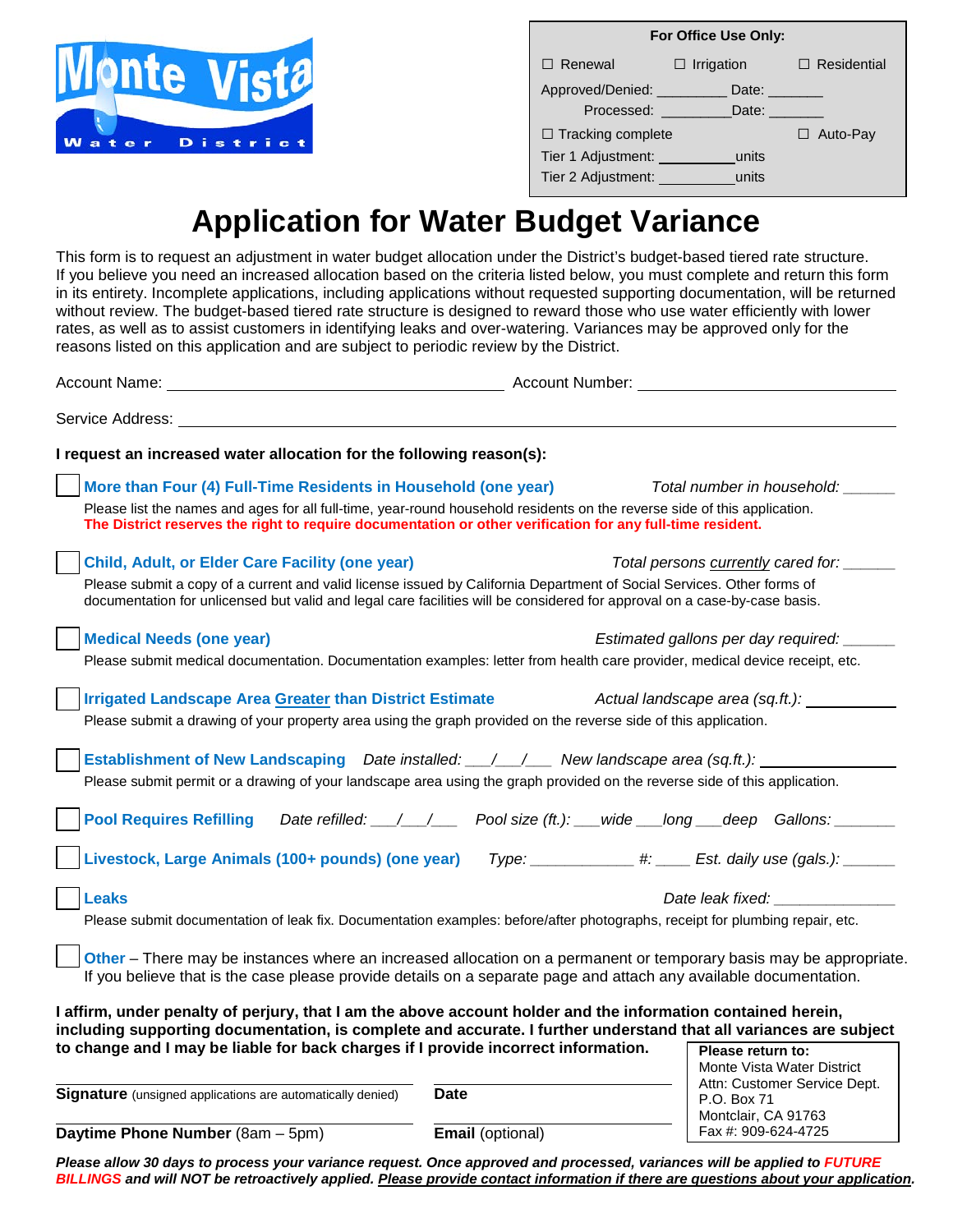Monte Vista Water District

**For Office Use Only:**

☐ Renewal ☐ Irrigation ☐ Residential

Approved/Denied: _________ Date: _______

Processed: _________ Date: _______

☐ Tracking complete ☐ Auto-Pay

Tier 1 Adjustment: __________ units

Tier 2 Adjustment: __________ units

# Application for Water Budget Variance

This form is to request an adjustment in water budget allocation under the District's budget-based tiered rate structure. If you believe you need an increased allocation based on the criteria listed below, you must complete and return this form in its entirety. Incomplete applications, including applications without requested supporting documentation, will be returned without review. The budget-based tiered rate structure is designed to reward those who use water efficiently with lower rates, as well as to assist customers in identifying leaks and over-watering. Variances may be approved only for the reasons listed on this application and are subject to periodic review by the District.

Account Name: ________________________ Account Number: ________________________

Service Address: ________________________________________________

**I request an increased water allocation for the following reason(s):**

☐ **More than Four (4) Full-Time Residents in Household (one year)** *Total number in household:* ______

Please list the names and ages for all full-time, year-round household residents on the reverse side of this application.
**The District reserves the right to require documentation or other verification for any full-time resident.**

☐ **Child, Adult, or Elder Care Facility (one year)** *Total persons currently cared for:* ______

Please submit a copy of a current and valid license issued by California Department of Social Services. Other forms of documentation for unlicensed but valid and legal care facilities will be considered for approval on a case-by-case basis.

☐ **Medical Needs (one year)** *Estimated gallons per day required:* ______

Please submit medical documentation. Documentation examples: letter from health care provider, medical device receipt, etc.

☐ **Irrigated Landscape Area Greater than District Estimate** *Actual landscape area (sq.ft.):* ________

Please submit a drawing of your property area using the graph provided on the reverse side of this application.

☐ **Establishment of New Landscaping** *Date installed: \_\_\_/\_\_\_/\_\_\_ New landscape area (sq.ft.):* ________

Please submit permit or a drawing of your landscape area using the graph provided on the reverse side of this application.

☐ **Pool Requires Refilling** *Date refilled: \_\_\_/\_\_\_/\_\_\_ Pool size (ft.): \_\_\_wide \_\_\_long \_\_\_deep Gallons:* _______

☐ **Livestock, Large Animals (100+ pounds) (one year)** *Type: ____________ #: ____ Est. daily use (gals.):* ______

☐ **Leaks** *Date leak fixed:* ______________

Please submit documentation of leak fix. Documentation examples: before/after photographs, receipt for plumbing repair, etc.

☐ **Other** – There may be instances where an increased allocation on a permanent or temporary basis may be appropriate. If you believe that is the case please provide details on a separate page and attach any available documentation.

**I affirm, under penalty of perjury, that I am the above account holder and the information contained herein, including supporting documentation, is complete and accurate. I further understand that all variances are subject to change and I may be liable for back charges if I provide incorrect information.**

________________________ ________________________

**Signature** (unsigned applications are automatically denied) **Date**

________________________ ________________________

**Daytime Phone Number** (8am – 5pm) **Email** (optional)

**Please return to:**
Monte Vista Water District
Attn: Customer Service Dept.
P.O. Box 71
Montclair, CA 91763
Fax #: 909-624-4725

***Please allow 30 days to process your variance request. Once approved and processed, variances will be applied to FUTURE BILLINGS and will NOT be retroactively applied. Please provide contact information if there are questions about your application.***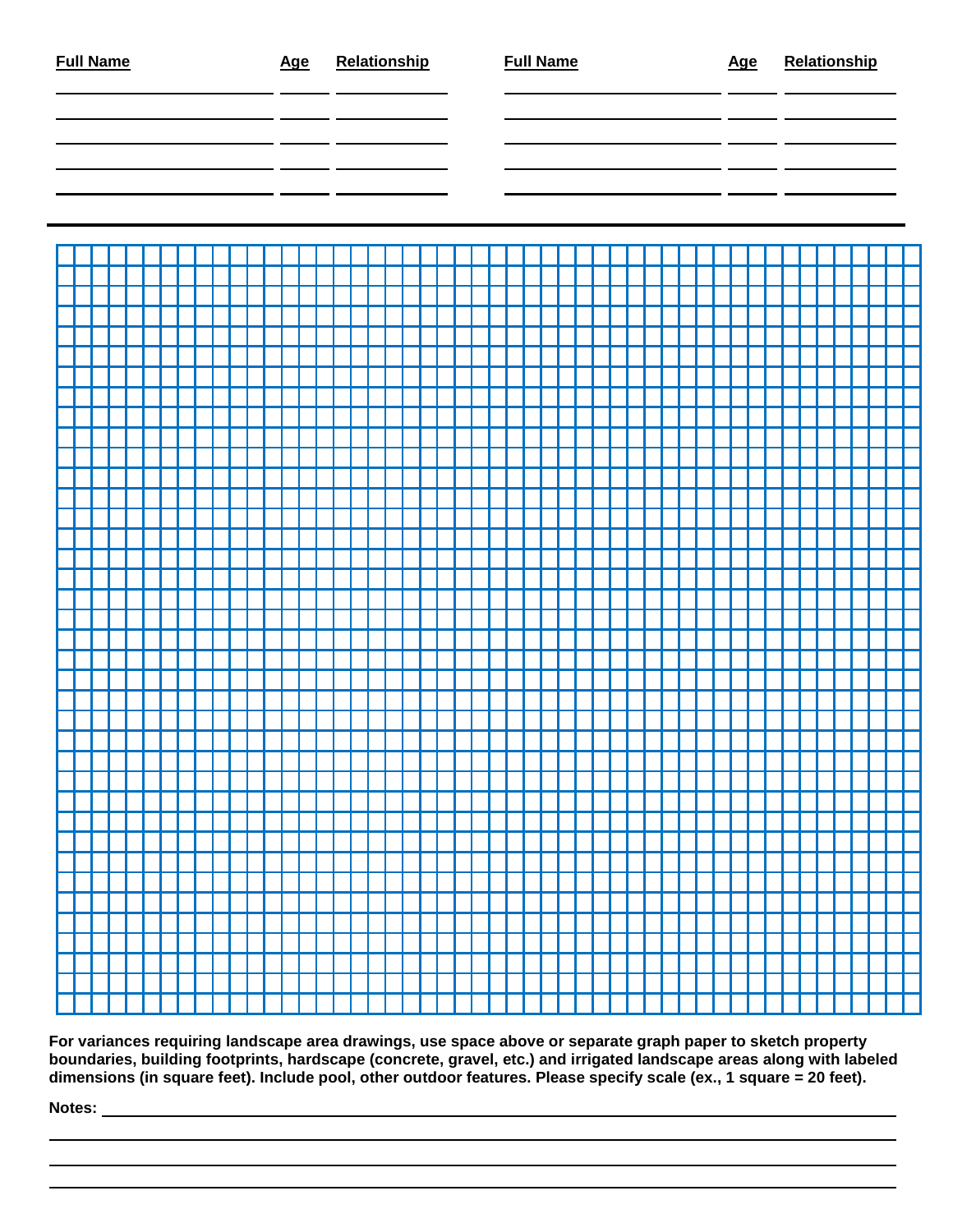| Full Name | Age | Relationship | Full Name | Age | Relationship |
|---|---|---|---|---|---|
| | | | | | |
| | | | | | |
| | | | | | |
| | | | | | |
| | | | | | |

**For variances requiring landscape area drawings, use space above or separate graph paper to sketch property boundaries, building footprints, hardscape (concrete, gravel, etc.) and irrigated landscape areas along with labeled dimensions (in square feet). Include pool, other outdoor features. Please specify scale (ex., 1 square = 20 feet).**

**Notes:** ______________________________________________